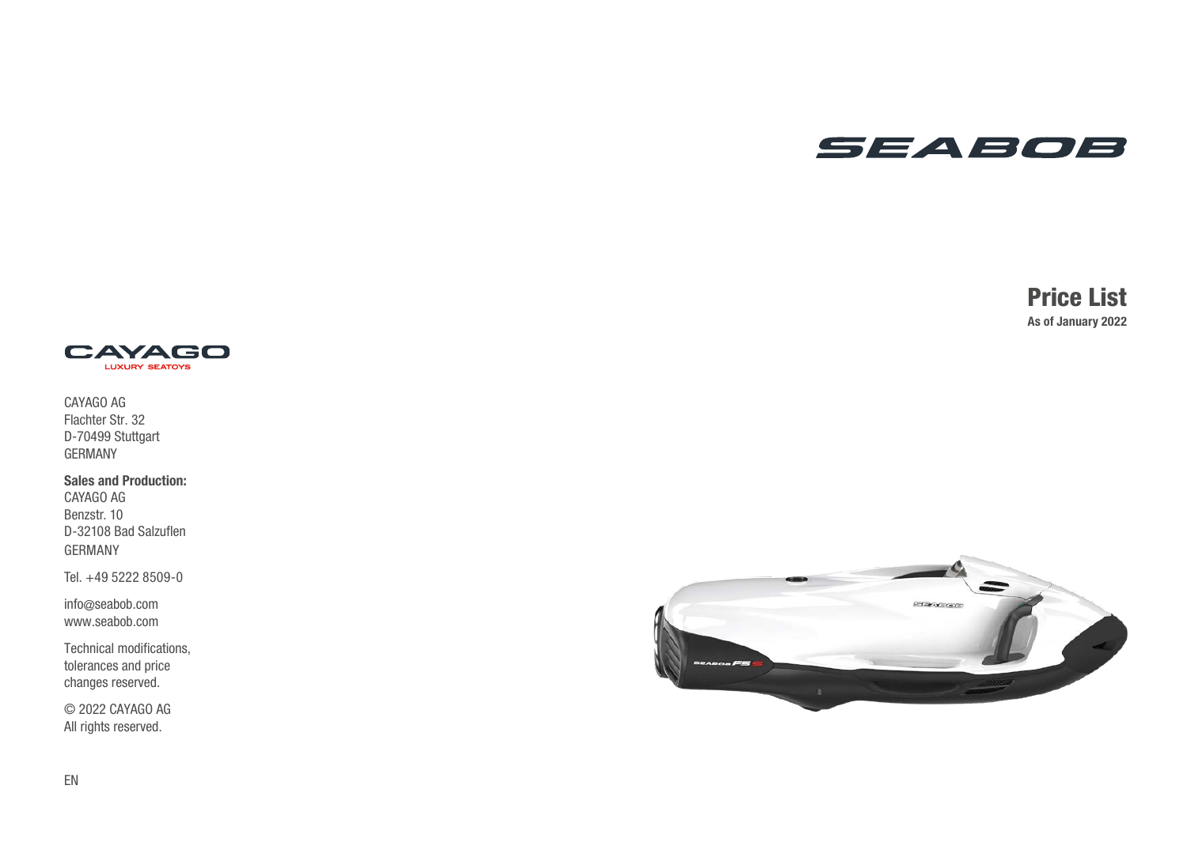# SEABOB

## Price List

**As of January 2022**

CAYAGO
LUXURY SEATOYS

CAYAGO AG
Flachter Str. 32
D-70499 Stuttgart
GERMANY

**Sales and Production:**
CAYAGO AG
Benzstr. 10
D-32108 Bad Salzuflen
GERMANY

Tel. +49 5222 8509-0

info@seabob.com
www.seabob.com

Technical modifications, tolerances and price changes reserved.

© 2022 CAYAGO AG
All rights reserved.

EN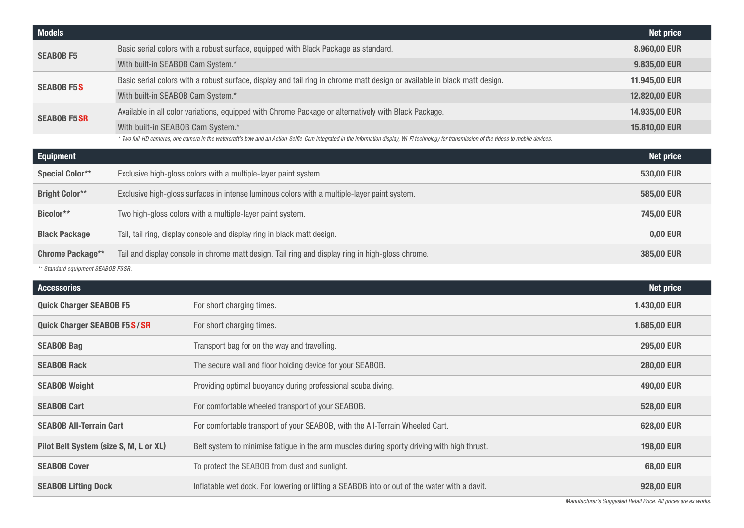| Models | | Net price |
|---|---|---|
| SEABOB F5 | Basic serial colors with a robust surface, equipped with Black Package as standard. | 8.960,00 EUR |
| | With built-in SEABOB Cam System.* | 9.835,00 EUR |
| SEABOB F5S | Basic serial colors with a robust surface, display and tail ring in chrome matt design or available in black matt design. | 11.945,00 EUR |
| | With built-in SEABOB Cam System.* | 12.820,00 EUR |
| SEABOB F5SR | Available in all color variations, equipped with Chrome Package or alternatively with Black Package. | 14.935,00 EUR |
| | With built-in SEABOB Cam System.* | 15.810,00 EUR |

*\* Two full-HD cameras, one camera in the watercraft's bow and an Action-Selfie-Cam integrated in the information display, Wi-Fi technology for transmission of the videos to mobile devices.*

| Equipment | | Net price |
|---|---|---|
| Special Color** | Exclusive high-gloss colors with a multiple-layer paint system. | 530,00 EUR |
| Bright Color** | Exclusive high-gloss surfaces in intense luminous colors with a multiple-layer paint system. | 585,00 EUR |
| Bicolor** | Two high-gloss colors with a multiple-layer paint system. | 745,00 EUR |
| Black Package | Tail, tail ring, display console and display ring in black matt design. | 0,00 EUR |
| Chrome Package** | Tail and display console in chrome matt design. Tail ring and display ring in high-gloss chrome. | 385,00 EUR |

*\*\* Standard equipment SEABOB F5SR.*

| Accessories | | Net price |
|---|---|---|
| Quick Charger SEABOB F5 | For short charging times. | 1.430,00 EUR |
| Quick Charger SEABOB F5S/SR | For short charging times. | 1.685,00 EUR |
| SEABOB Bag | Transport bag for on the way and travelling. | 295,00 EUR |
| SEABOB Rack | The secure wall and floor holding device for your SEABOB. | 280,00 EUR |
| SEABOB Weight | Providing optimal buoyancy during professional scuba diving. | 490,00 EUR |
| SEABOB Cart | For comfortable wheeled transport of your SEABOB. | 528,00 EUR |
| SEABOB All-Terrain Cart | For comfortable transport of your SEABOB, with the All-Terrain Wheeled Cart. | 628,00 EUR |
| Pilot Belt System (size S, M, L or XL) | Belt system to minimise fatigue in the arm muscles during sporty driving with high thrust. | 198,00 EUR |
| SEABOB Cover | To protect the SEABOB from dust and sunlight. | 68,00 EUR |
| SEABOB Lifting Dock | Inflatable wet dock. For lowering or lifting a SEABOB into or out of the water with a davit. | 928,00 EUR |

*Manufacturer's Suggested Retail Price. All prices are ex works.*